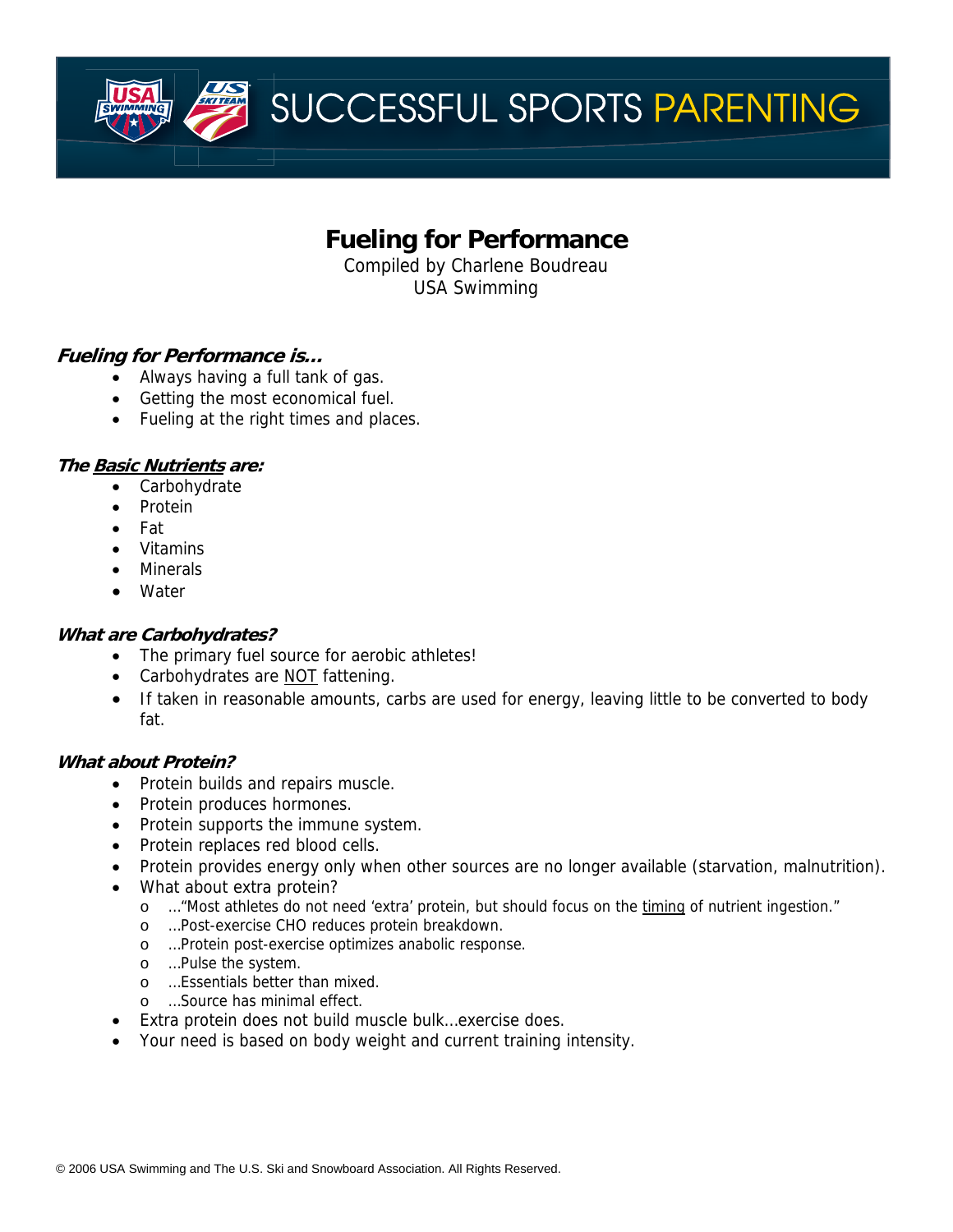# Fueling for Performance

Compiled by Charlene Boudreau
USA Swimming

### *Fueling for Performance is…*

- Always having a full tank of gas.
- Getting the most economical fuel.
- Fueling at the right times and places.

### *The <u>Basic Nutrients</u> are:*

- Carbohydrate
- Protein
- Fat
- Vitamins
- Minerals
- Water

### *What are Carbohydrates?*

- The primary fuel source for aerobic athletes!
- Carbohydrates are <u>NOT</u> fattening.
- If taken in reasonable amounts, carbs are used for energy, leaving little to be converted to body fat.

### *What about Protein?*

- Protein builds and repairs muscle.
- Protein produces hormones.
- Protein supports the immune system.
- Protein replaces red blood cells.
- Protein provides energy only when other sources are no longer available (starvation, malnutrition).
- What about extra protein?
  - …"Most athletes do not need 'extra' protein, but should focus on the <u>timing</u> of nutrient ingestion."
  - …Post-exercise CHO reduces protein breakdown.
  - …Protein post-exercise optimizes anabolic response.
  - …Pulse the system.
  - …Essentials better than mixed.
  - …Source has minimal effect.
- Extra protein does not build muscle bulk…exercise does.
- Your need is based on body weight and current training intensity.

© 2006 USA Swimming and The U.S. Ski and Snowboard Association. All Rights Reserved.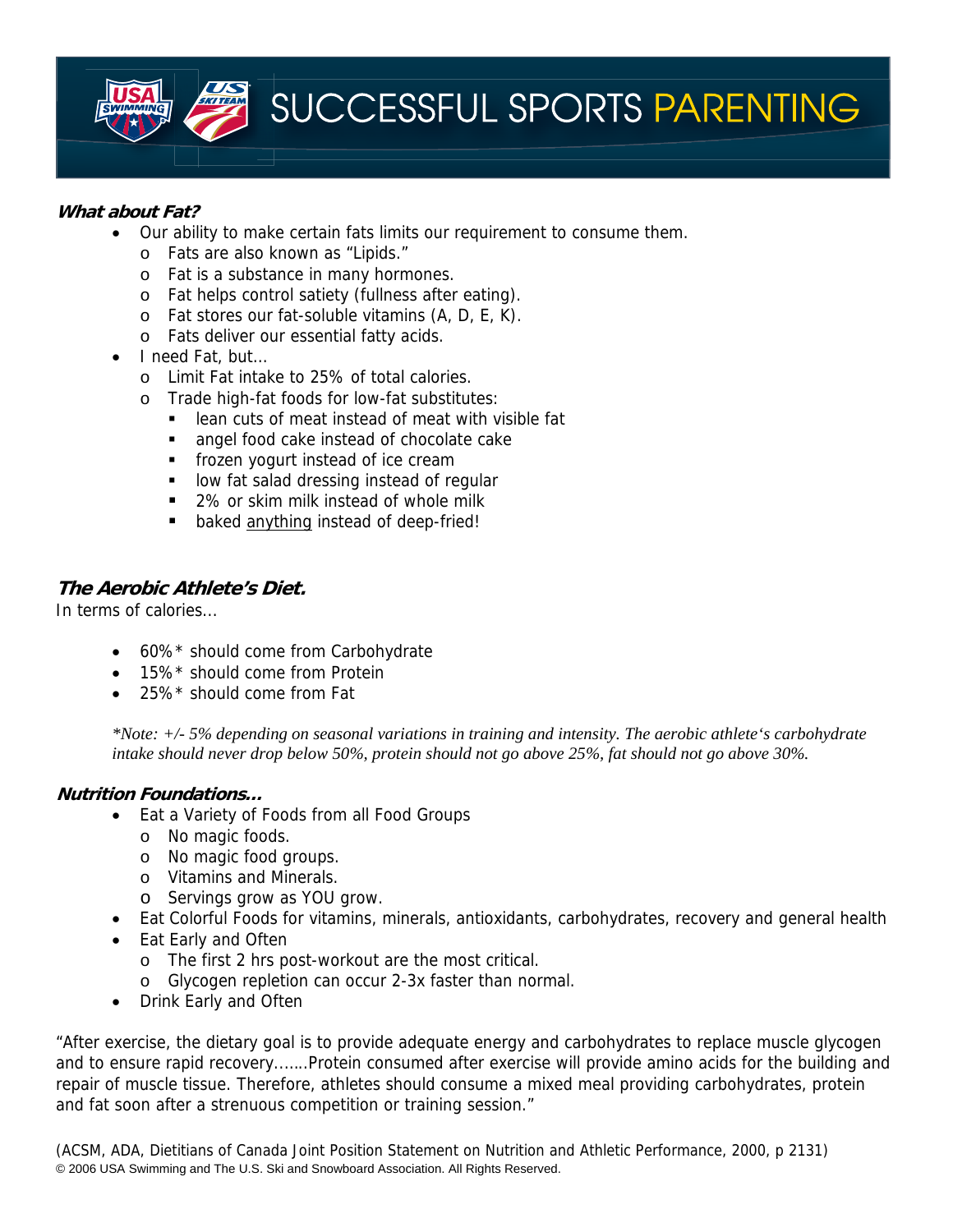### *What about Fat?*

- Our ability to make certain fats limits our requirement to consume them.
  - Fats are also known as "Lipids."
  - Fat is a substance in many hormones.
  - Fat helps control satiety (fullness after eating).
  - Fat stores our fat-soluble vitamins (A, D, E, K).
  - Fats deliver our essential fatty acids.
- I need Fat, but…
  - Limit Fat intake to 25% of total calories.
  - Trade high-fat foods for low-fat substitutes:
    - lean cuts of meat instead of meat with visible fat
    - angel food cake instead of chocolate cake
    - frozen yogurt instead of ice cream
    - low fat salad dressing instead of regular
    - 2% or skim milk instead of whole milk
    - baked <u>anything</u> instead of deep-fried!

### *The Aerobic Athlete's Diet.*

In terms of calories…

- 60%* should come from Carbohydrate
- 15%* should come from Protein
- 25%* should come from Fat

*\*Note: +/- 5% depending on seasonal variations in training and intensity. The aerobic athlete's carbohydrate intake should never drop below 50%, protein should not go above 25%, fat should not go above 30%.*

### *Nutrition Foundations…*

- Eat a Variety of Foods from all Food Groups
  - No magic foods.
  - No magic food groups.
  - Vitamins and Minerals.
  - Servings grow as YOU grow.
- Eat Colorful Foods for vitamins, minerals, antioxidants, carbohydrates, recovery and general health
- Eat Early and Often
  - The first 2 hrs post-workout are the most critical.
  - Glycogen repletion can occur 2-3x faster than normal.
- Drink Early and Often

"After exercise, the dietary goal is to provide adequate energy and carbohydrates to replace muscle glycogen and to ensure rapid recovery…….Protein consumed after exercise will provide amino acids for the building and repair of muscle tissue. Therefore, athletes should consume a mixed meal providing carbohydrates, protein and fat soon after a strenuous competition or training session."

(ACSM, ADA, Dietitians of Canada Joint Position Statement on Nutrition and Athletic Performance, 2000, p 2131)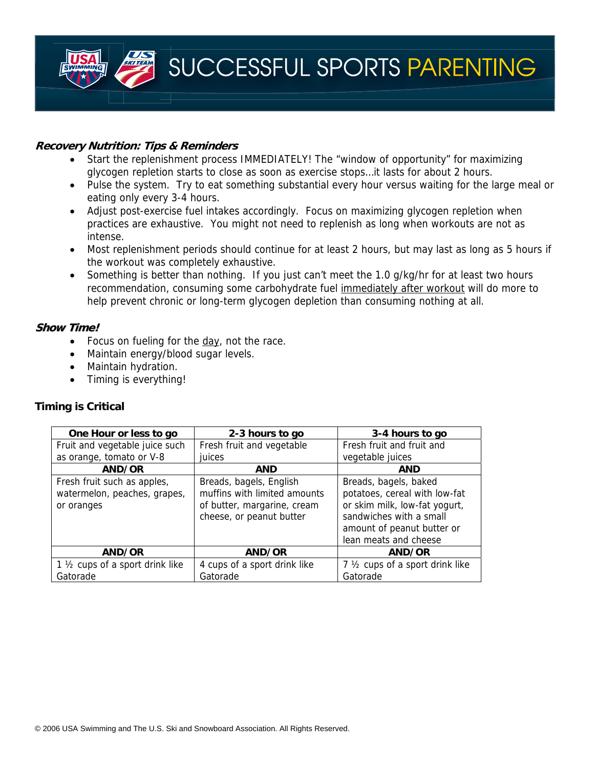### ***Recovery Nutrition: Tips & Reminders***

- Start the replenishment process IMMEDIATELY! The "window of opportunity" for maximizing glycogen repletion starts to close as soon as exercise stops…it lasts for about 2 hours.
- Pulse the system. Try to eat something substantial every hour versus waiting for the large meal or eating only every 3-4 hours.
- Adjust post-exercise fuel intakes accordingly. Focus on maximizing glycogen repletion when practices are exhaustive. You might not need to replenish as long when workouts are not as intense.
- Most replenishment periods should continue for at least 2 hours, but may last as long as 5 hours if the workout was completely exhaustive.
- Something is better than nothing. If you just can't meet the 1.0 g/kg/hr for at least two hours recommendation, consuming some carbohydrate fuel <u>immediately after workout</u> will do more to help prevent chronic or long-term glycogen depletion than consuming nothing at all.

### ***Show Time!***

- Focus on fueling for the <u>day</u>, not the race.
- Maintain energy/blood sugar levels.
- Maintain hydration.
- Timing is everything!

### **Timing is Critical**

| One Hour or less to go | 2-3 hours to go | 3-4 hours to go |
|---|---|---|
| Fruit and vegetable juice such as orange, tomato or V-8 | Fresh fruit and vegetable juices | Fresh fruit and fruit and vegetable juices |
| **AND/OR** | **AND** | **AND** |
| Fresh fruit such as apples, watermelon, peaches, grapes, or oranges | Breads, bagels, English muffins with limited amounts of butter, margarine, cream cheese, or peanut butter | Breads, bagels, baked potatoes, cereal with low-fat or skim milk, low-fat yogurt, sandwiches with a small amount of peanut butter or lean meats and cheese |
| **AND/OR** | **AND/OR** | **AND/OR** |
| 1 ½ cups of a sport drink like Gatorade | 4 cups of a sport drink like Gatorade | 7 ½ cups of a sport drink like Gatorade |

© 2006 USA Swimming and The U.S. Ski and Snowboard Association. All Rights Reserved.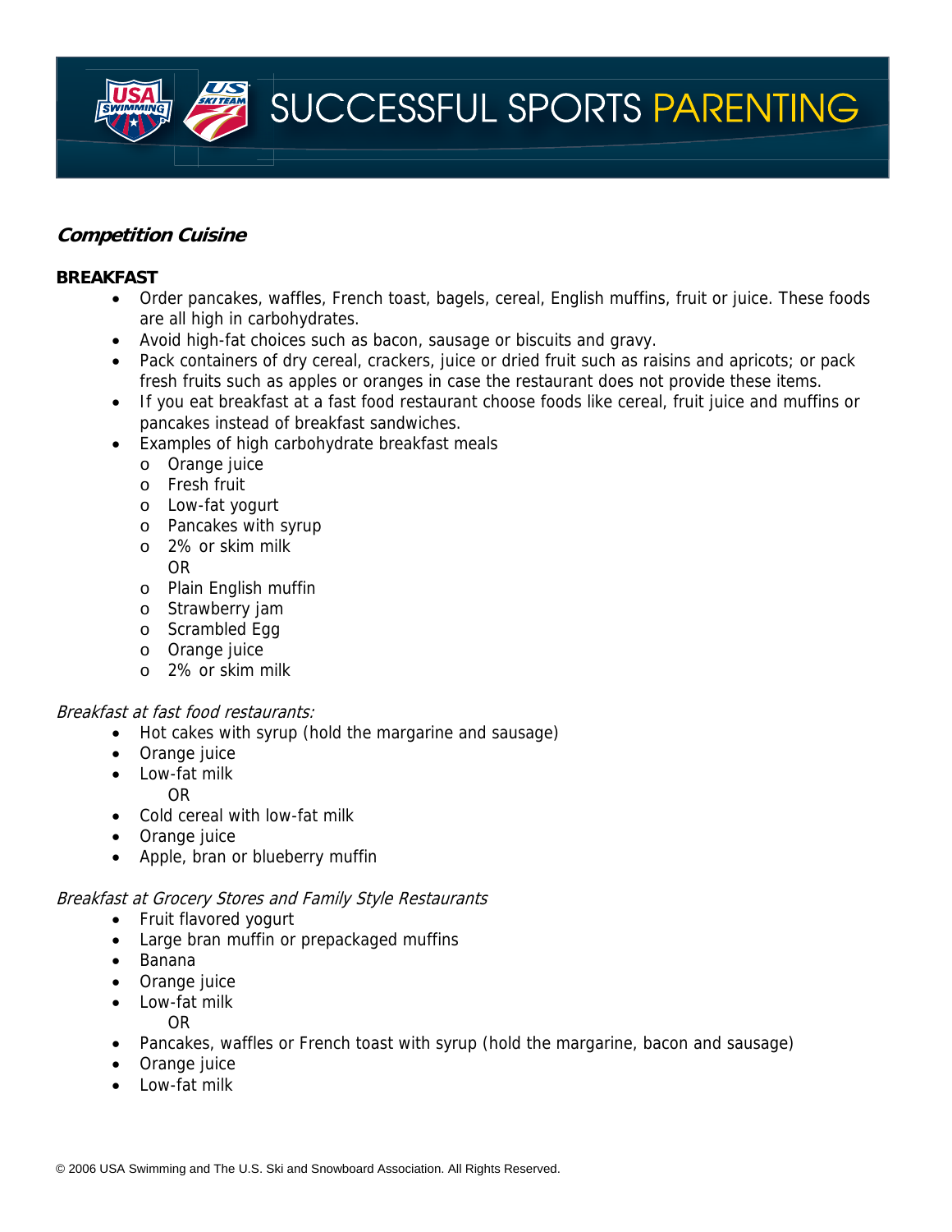## *Competition Cuisine*

**BREAKFAST**

- Order pancakes, waffles, French toast, bagels, cereal, English muffins, fruit or juice. These foods are all high in carbohydrates.
- Avoid high-fat choices such as bacon, sausage or biscuits and gravy.
- Pack containers of dry cereal, crackers, juice or dried fruit such as raisins and apricots; or pack fresh fruits such as apples or oranges in case the restaurant does not provide these items.
- If you eat breakfast at a fast food restaurant choose foods like cereal, fruit juice and muffins or pancakes instead of breakfast sandwiches.
- Examples of high carbohydrate breakfast meals
  - Orange juice
  - Fresh fruit
  - Low-fat yogurt
  - Pancakes with syrup
  - 2% or skim milk

    OR
  - Plain English muffin
  - Strawberry jam
  - Scrambled Egg
  - Orange juice
  - 2% or skim milk

*Breakfast at fast food restaurants:*

- Hot cakes with syrup (hold the margarine and sausage)
- Orange juice
- Low-fat milk

  OR
- Cold cereal with low-fat milk
- Orange juice
- Apple, bran or blueberry muffin

*Breakfast at Grocery Stores and Family Style Restaurants*

- Fruit flavored yogurt
- Large bran muffin or prepackaged muffins
- Banana
- Orange juice
- Low-fat milk

  OR
- Pancakes, waffles or French toast with syrup (hold the margarine, bacon and sausage)
- Orange juice
- Low-fat milk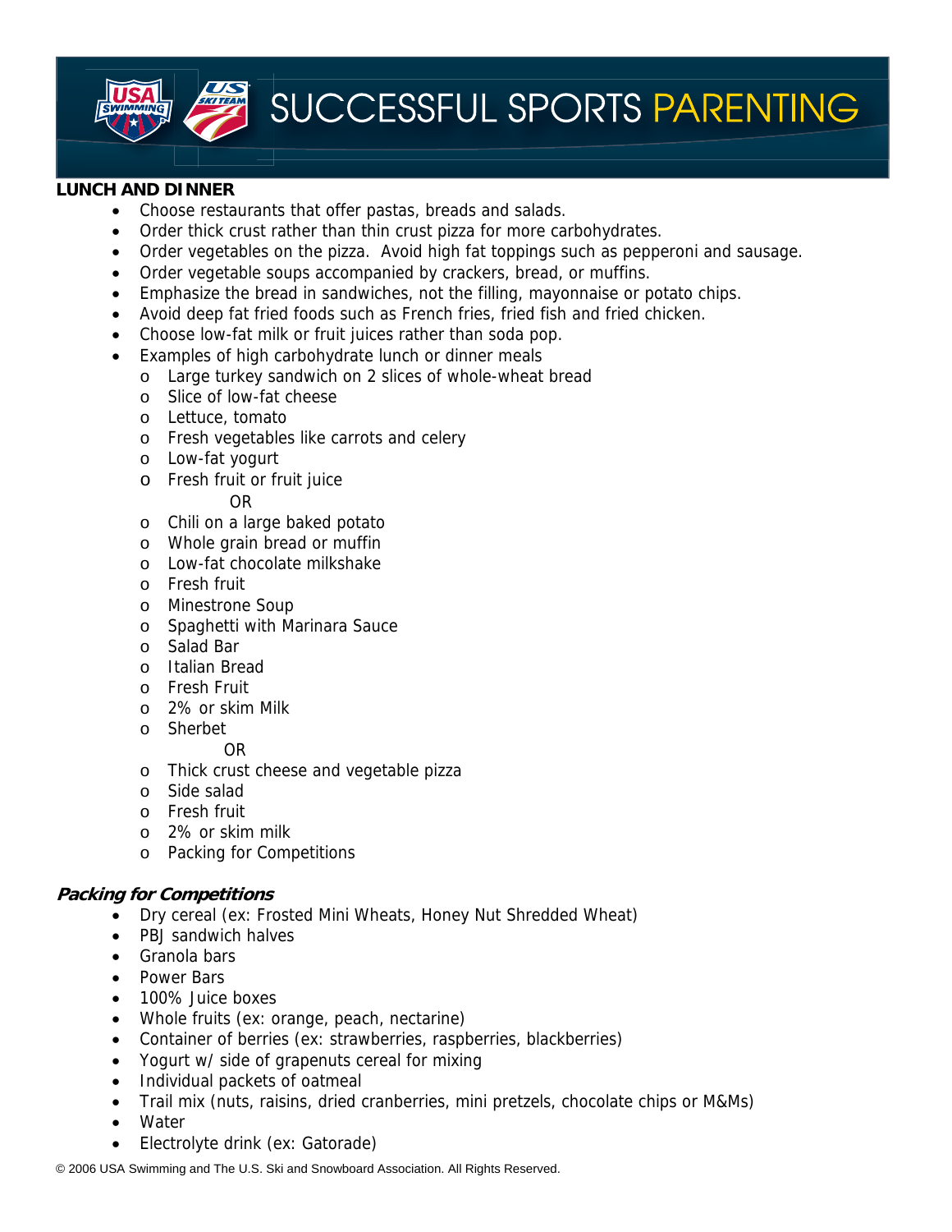**LUNCH AND DINNER**

- Choose restaurants that offer pastas, breads and salads.
- Order thick crust rather than thin crust pizza for more carbohydrates.
- Order vegetables on the pizza. Avoid high fat toppings such as pepperoni and sausage.
- Order vegetable soups accompanied by crackers, bread, or muffins.
- Emphasize the bread in sandwiches, not the filling, mayonnaise or potato chips.
- Avoid deep fat fried foods such as French fries, fried fish and fried chicken.
- Choose low-fat milk or fruit juices rather than soda pop.
- Examples of high carbohydrate lunch or dinner meals
  - Large turkey sandwich on 2 slices of whole-wheat bread
  - Slice of low-fat cheese
  - Lettuce, tomato
  - Fresh vegetables like carrots and celery
  - Low-fat yogurt
  - Fresh fruit or fruit juice

    OR

  - Chili on a large baked potato
  - Whole grain bread or muffin
  - Low-fat chocolate milkshake
  - Fresh fruit
  - Minestrone Soup
  - Spaghetti with Marinara Sauce
  - Salad Bar
  - Italian Bread
  - Fresh Fruit
  - 2% or skim Milk
  - Sherbet

    OR

  - Thick crust cheese and vegetable pizza
  - Side salad
  - Fresh fruit
  - 2% or skim milk
  - Packing for Competitions

***Packing for Competitions***

- Dry cereal (ex: Frosted Mini Wheats, Honey Nut Shredded Wheat)
- PBJ sandwich halves
- Granola bars
- Power Bars
- 100% Juice boxes
- Whole fruits (ex: orange, peach, nectarine)
- Container of berries (ex: strawberries, raspberries, blackberries)
- Yogurt w/ side of grapenuts cereal for mixing
- Individual packets of oatmeal
- Trail mix (nuts, raisins, dried cranberries, mini pretzels, chocolate chips or M&Ms)
- Water
- Electrolyte drink (ex: Gatorade)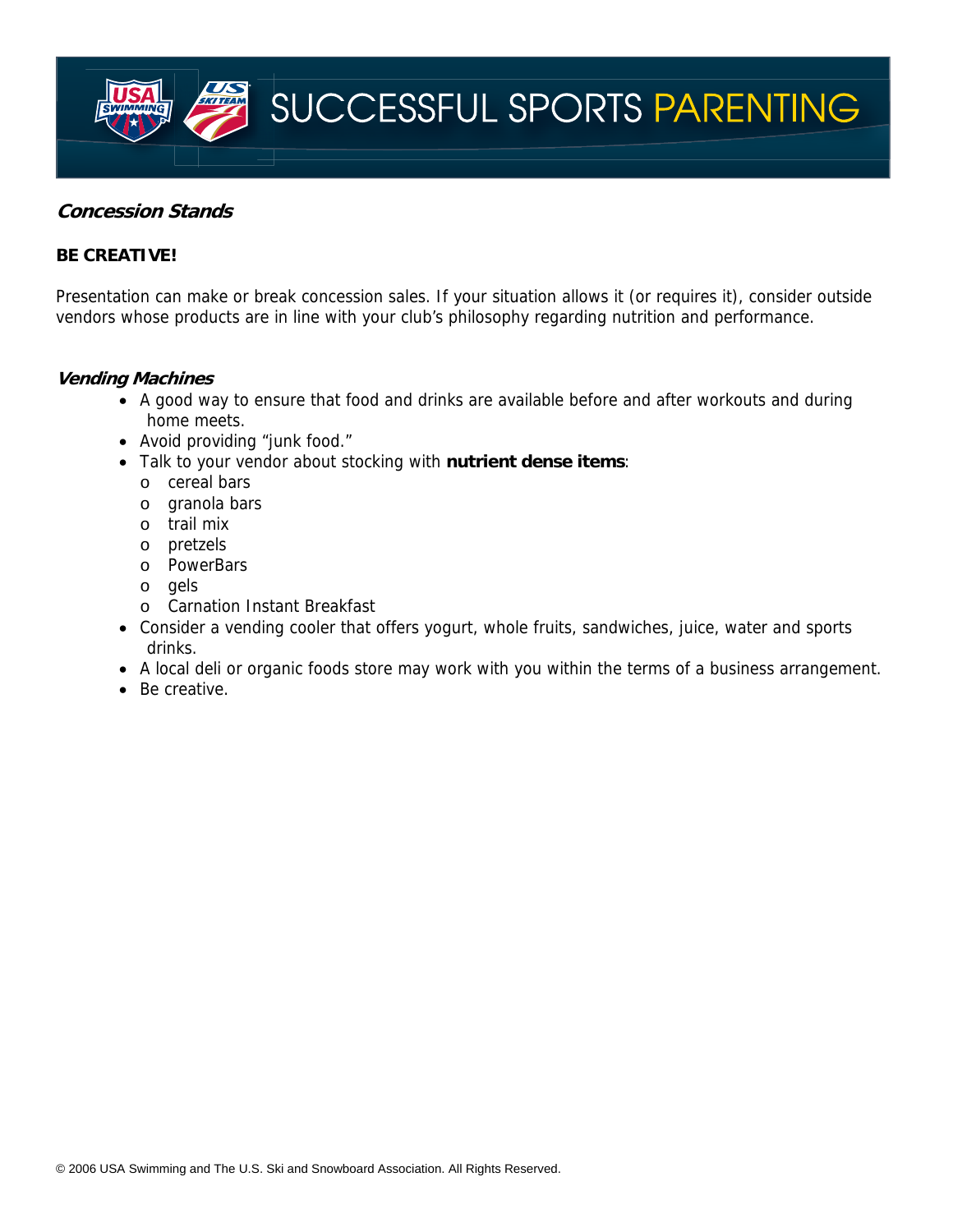### *Concession Stands*

**BE CREATIVE!**

Presentation can make or break concession sales. If your situation allows it (or requires it), consider outside vendors whose products are in line with your club's philosophy regarding nutrition and performance.

### *Vending Machines*

- A good way to ensure that food and drinks are available before and after workouts and during home meets.
- Avoid providing "junk food."
- Talk to your vendor about stocking with **nutrient dense items**:
  - cereal bars
  - granola bars
  - trail mix
  - pretzels
  - PowerBars
  - gels
  - Carnation Instant Breakfast
- Consider a vending cooler that offers yogurt, whole fruits, sandwiches, juice, water and sports drinks.
- A local deli or organic foods store may work with you within the terms of a business arrangement.
- Be creative.